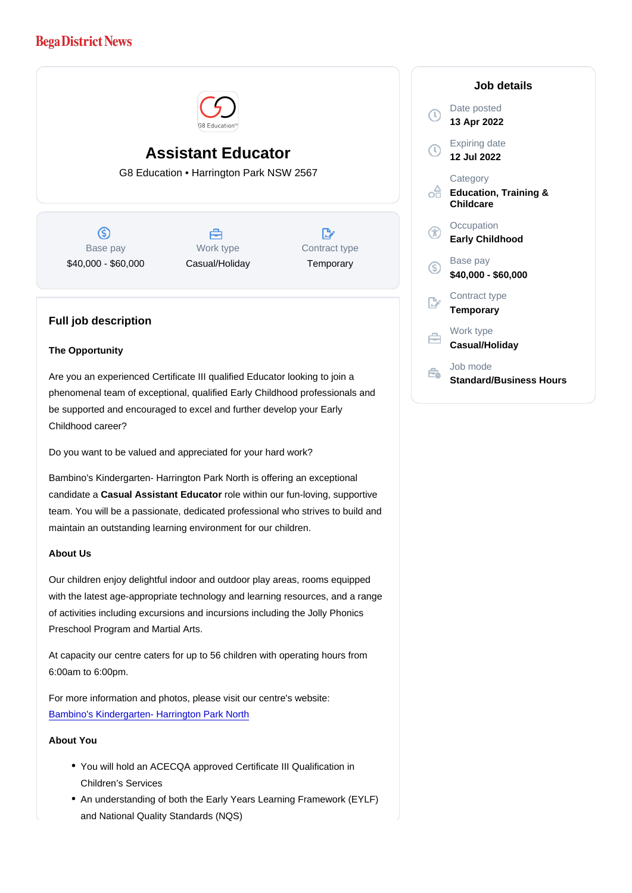Bega District News

# Assistant Educator

G8 Education • Harrington Park NSW 2567

| Base pay | Work type | Contract type |
| --- | --- | --- |
| $40,000 - $60,000 | Casual/Holiday | Temporary |

## Job details

Date posted
**13 Apr 2022**

Expiring date
**12 Jul 2022**

Category
**Education, Training & Childcare**

Occupation
**Early Childhood**

Base pay
**$40,000 - $60,000**

Contract type
**Temporary**

Work type
**Casual/Holiday**

Job mode
**Standard/Business Hours**

## Full job description

### The Opportunity

Are you an experienced Certificate III qualified Educator looking to join a phenomenal team of exceptional, qualified Early Childhood professionals and be supported and encouraged to excel and further develop your Early Childhood career?

Do you want to be valued and appreciated for your hard work?

Bambino's Kindergarten- Harrington Park North is offering an exceptional candidate a **Casual Assistant Educator** role within our fun-loving, supportive team. You will be a passionate, dedicated professional who strives to build and maintain an outstanding learning environment for our children.

### About Us

Our children enjoy delightful indoor and outdoor play areas, rooms equipped with the latest age-appropriate technology and learning resources, and a range of activities including excursions and incursions including the Jolly Phonics Preschool Program and Martial Arts.

At capacity our centre caters for up to 56 children with operating hours from 6:00am to 6:00pm.

For more information and photos, please visit our centre's website: Bambino's Kindergarten- Harrington Park North

### About You

- You will hold an ACECQA approved Certificate III Qualification in Children's Services
- An understanding of both the Early Years Learning Framework (EYLF) and National Quality Standards (NQS)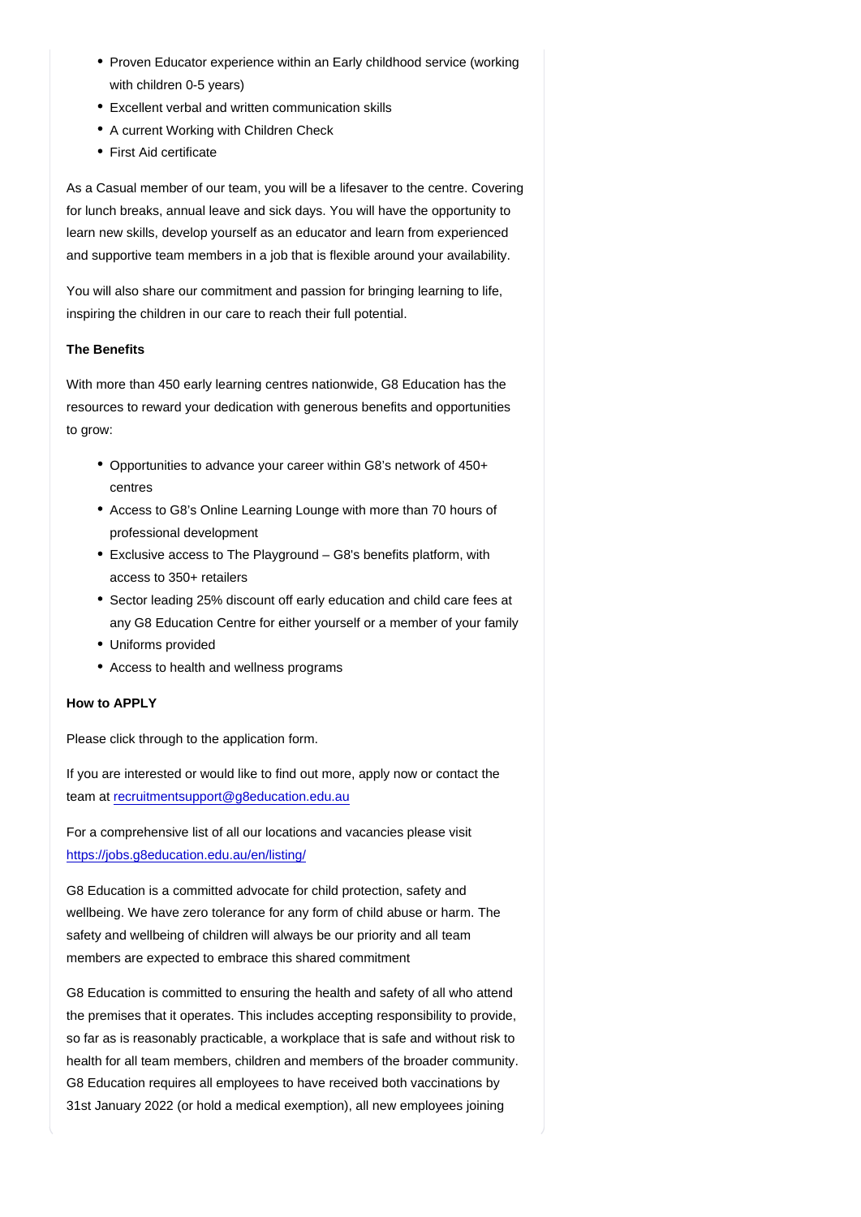- Proven Educator experience within an Early childhood service (working with children 0-5 years)
- Excellent verbal and written communication skills
- A current Working with Children Check
- First Aid certificate

As a Casual member of our team, you will be a lifesaver to the centre. Covering for lunch breaks, annual leave and sick days. You will have the opportunity to learn new skills, develop yourself as an educator and learn from experienced and supportive team members in a job that is flexible around your availability.

You will also share our commitment and passion for bringing learning to life, inspiring the children in our care to reach their full potential.

**The Benefits**

With more than 450 early learning centres nationwide, G8 Education has the resources to reward your dedication with generous benefits and opportunities to grow:

- Opportunities to advance your career within G8's network of 450+ centres
- Access to G8's Online Learning Lounge with more than 70 hours of professional development
- Exclusive access to The Playground – G8's benefits platform, with access to 350+ retailers
- Sector leading 25% discount off early education and child care fees at any G8 Education Centre for either yourself or a member of your family
- Uniforms provided
- Access to health and wellness programs

**How to APPLY**

Please click through to the application form.

If you are interested or would like to find out more, apply now or contact the team at recruitmentsupport@g8education.edu.au

For a comprehensive list of all our locations and vacancies please visit https://jobs.g8education.edu.au/en/listing/

G8 Education is a committed advocate for child protection, safety and wellbeing. We have zero tolerance for any form of child abuse or harm. The safety and wellbeing of children will always be our priority and all team members are expected to embrace this shared commitment

G8 Education is committed to ensuring the health and safety of all who attend the premises that it operates. This includes accepting responsibility to provide, so far as is reasonably practicable, a workplace that is safe and without risk to health for all team members, children and members of the broader community. G8 Education requires all employees to have received both vaccinations by 31st January 2022 (or hold a medical exemption), all new employees joining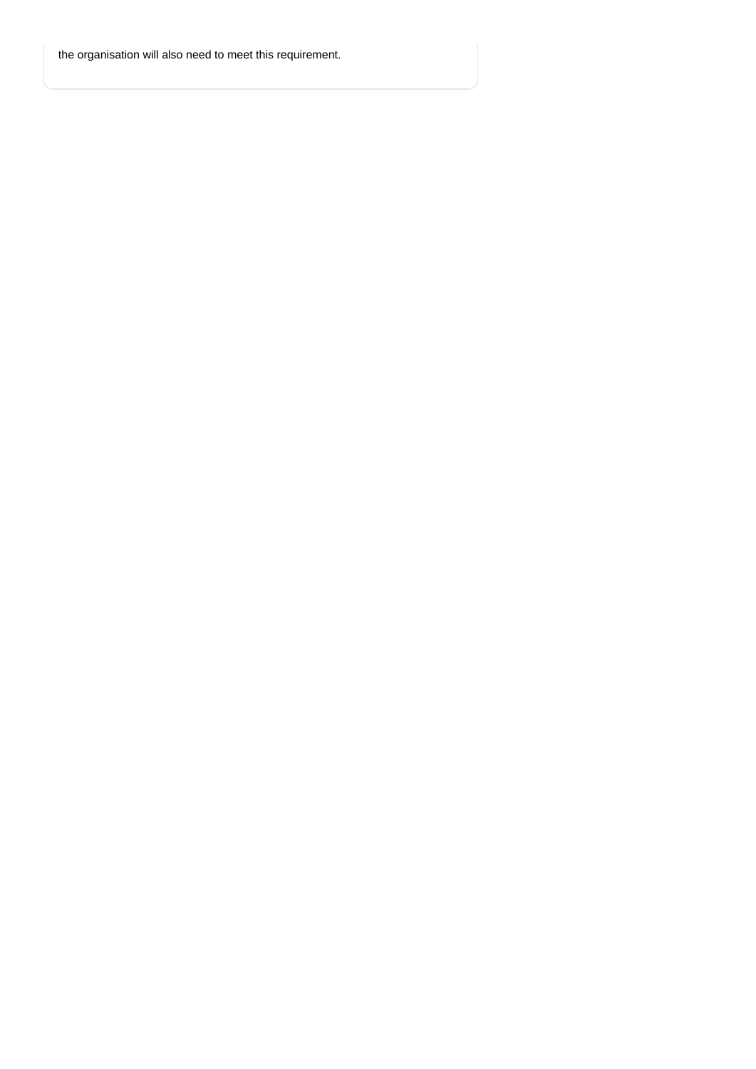the organisation will also need to meet this requirement.